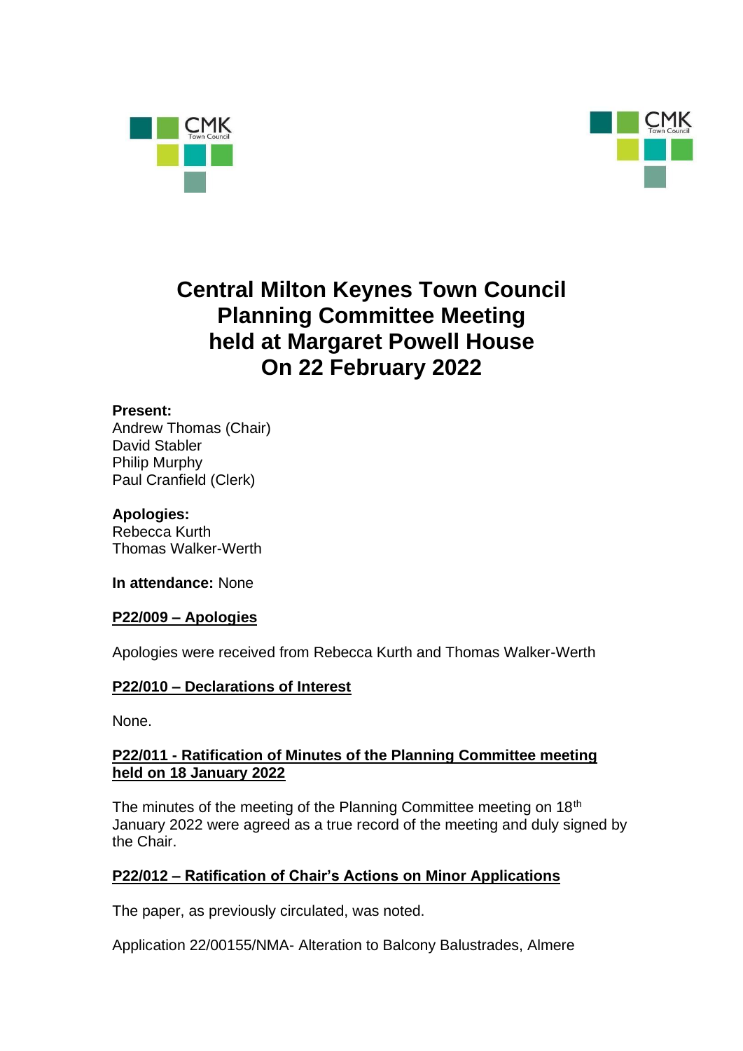# Central Milton Keynes Town Council Planning Committee Meeting held at Margaret Powell House On 22 February 2022

**Present:**
Andrew Thomas (Chair)
David Stabler
Philip Murphy
Paul Cranfield (Clerk)

**Apologies:**
Rebecca Kurth
Thomas Walker-Werth

**In attendance:** None

## P22/009 – Apologies

Apologies were received from Rebecca Kurth and Thomas Walker-Werth

## P22/010 – Declarations of Interest

None.

## P22/011 - Ratification of Minutes of the Planning Committee meeting held on 18 January 2022

The minutes of the meeting of the Planning Committee meeting on 18th January 2022 were agreed as a true record of the meeting and duly signed by the Chair.

## P22/012 – Ratification of Chair's Actions on Minor Applications

The paper, as previously circulated, was noted.

Application 22/00155/NMA- Alteration to Balcony Balustrades, Almere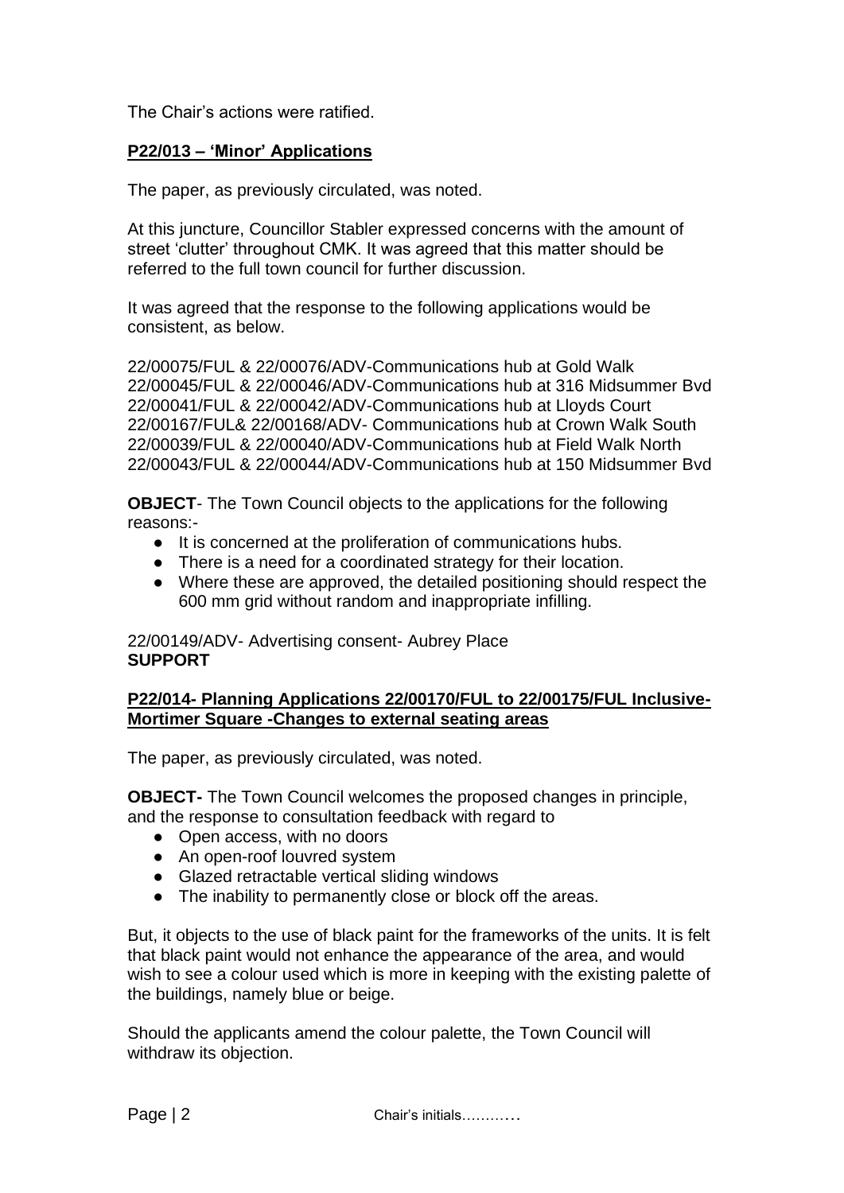The Chair's actions were ratified.

## P22/013 – 'Minor' Applications

The paper, as previously circulated, was noted.

At this juncture, Councillor Stabler expressed concerns with the amount of street 'clutter' throughout CMK. It was agreed that this matter should be referred to the full town council for further discussion.

It was agreed that the response to the following applications would be consistent, as below.

22/00075/FUL & 22/00076/ADV-Communications hub at Gold Walk
22/00045/FUL & 22/00046/ADV-Communications hub at 316 Midsummer Bvd
22/00041/FUL & 22/00042/ADV-Communications hub at Lloyds Court
22/00167/FUL& 22/00168/ADV- Communications hub at Crown Walk South
22/00039/FUL & 22/00040/ADV-Communications hub at Field Walk North
22/00043/FUL & 22/00044/ADV-Communications hub at 150 Midsummer Bvd

**OBJECT**- The Town Council objects to the applications for the following reasons:-

- It is concerned at the proliferation of communications hubs.
- There is a need for a coordinated strategy for their location.
- Where these are approved, the detailed positioning should respect the 600 mm grid without random and inappropriate infilling.

22/00149/ADV- Advertising consent- Aubrey Place
**SUPPORT**

## P22/014- Planning Applications 22/00170/FUL to 22/00175/FUL Inclusive-Mortimer Square -Changes to external seating areas

The paper, as previously circulated, was noted.

**OBJECT-** The Town Council welcomes the proposed changes in principle, and the response to consultation feedback with regard to

- Open access, with no doors
- An open-roof louvred system
- Glazed retractable vertical sliding windows
- The inability to permanently close or block off the areas.

But, it objects to the use of black paint for the frameworks of the units. It is felt that black paint would not enhance the appearance of the area, and would wish to see a colour used which is more in keeping with the existing palette of the buildings, namely blue or beige.

Should the applicants amend the colour palette, the Town Council will withdraw its objection.

Chair's initials………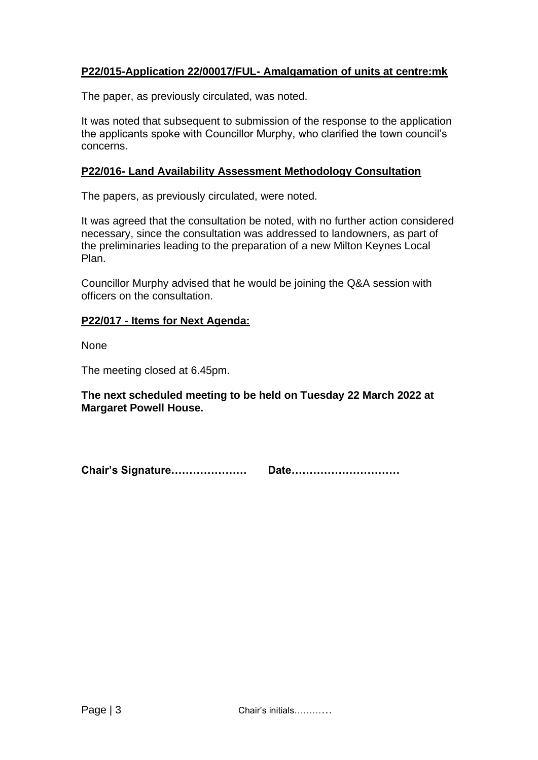**P22/015-Application 22/00017/FUL- Amalgamation of units at centre:mk**

The paper, as previously circulated, was noted.

It was noted that subsequent to submission of the response to the application the applicants spoke with Councillor Murphy, who clarified the town council's concerns.

**P22/016- Land Availability Assessment Methodology Consultation**

The papers, as previously circulated, were noted.

It was agreed that the consultation be noted, with no further action considered necessary, since the consultation was addressed to landowners, as part of the preliminaries leading to the preparation of a new Milton Keynes Local Plan.

Councillor Murphy advised that he would be joining the Q&A session with officers on the consultation.

**P22/017 - Items for Next Agenda:**

None

The meeting closed at 6.45pm.

**The next scheduled meeting to be held on Tuesday 22 March 2022 at Margaret Powell House.**

**Chair's Signature…………………   Date…………………………**

Chair's initials………